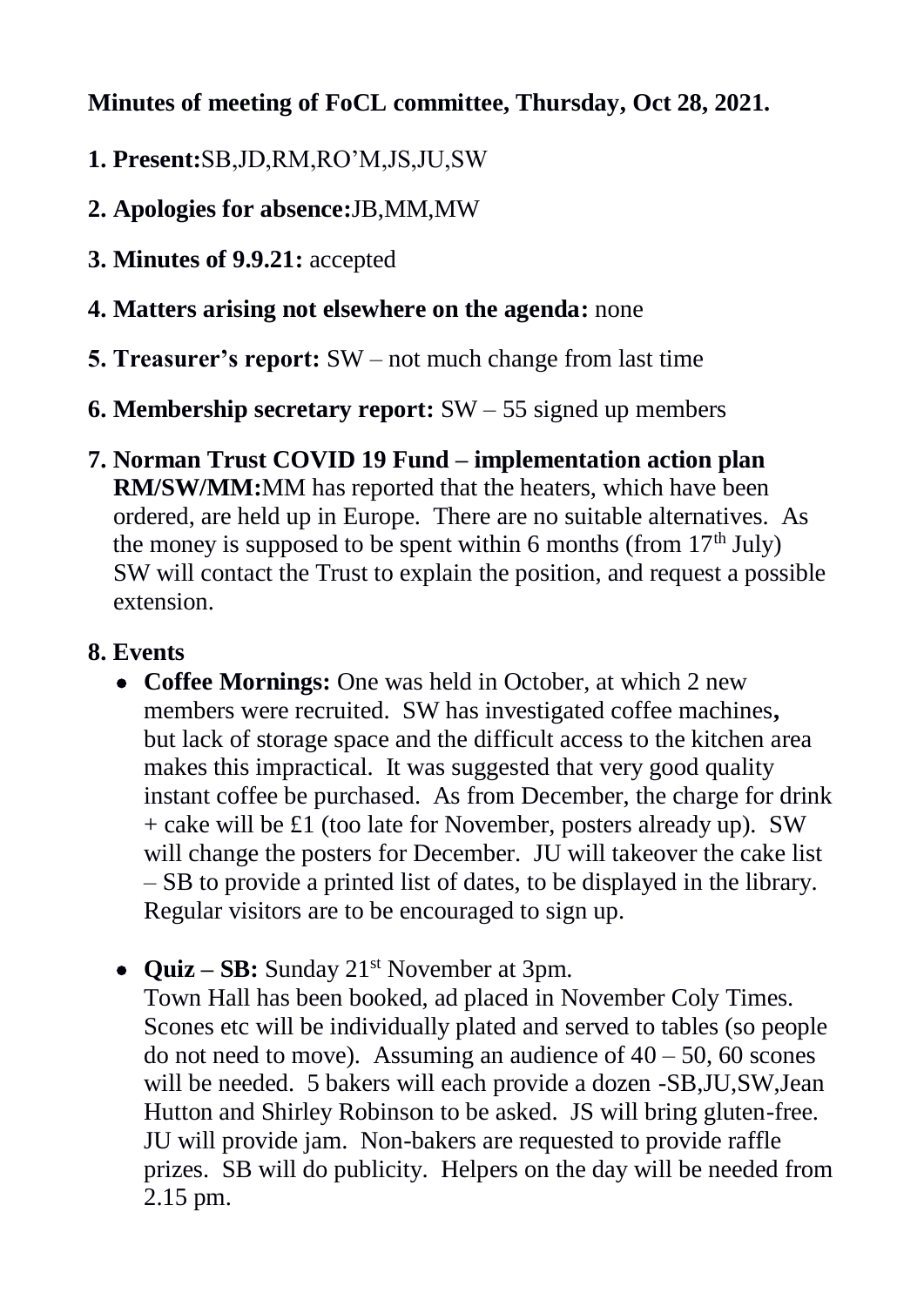**Minutes of meeting of FoCL committee, Thursday, Oct 28, 2021.**

1. **Present:** SB,JD,RM,RO'M,JS,JU,SW
2. **Apologies for absence:** JB,MM,MW
3. **Minutes of 9.9.21:** accepted
4. **Matters arising not elsewhere on the agenda:** none
5. **Treasurer's report:** SW – not much change from last time
6. **Membership secretary report:** SW – 55 signed up members
7. **Norman Trust COVID 19 Fund – implementation action plan RM/SW/MM:** MM has reported that the heaters, which have been ordered, are held up in Europe. There are no suitable alternatives. As the money is supposed to be spent within 6 months (from 17th July) SW will contact the Trust to explain the position, and request a possible extension.

**8. Events**

- **Coffee Mornings:** One was held in October, at which 2 new members were recruited. SW has investigated coffee machines, but lack of storage space and the difficult access to the kitchen area makes this impractical. It was suggested that very good quality instant coffee be purchased. As from December, the charge for drink + cake will be £1 (too late for November, posters already up). SW will change the posters for December. JU will takeover the cake list – SB to provide a printed list of dates, to be displayed in the library. Regular visitors are to be encouraged to sign up.

- **Quiz – SB:** Sunday 21st November at 3pm.
  Town Hall has been booked, ad placed in November Coly Times. Scones etc will be individually plated and served to tables (so people do not need to move). Assuming an audience of 40 – 50, 60 scones will be needed. 5 bakers will each provide a dozen -SB,JU,SW,Jean Hutton and Shirley Robinson to be asked. JS will bring gluten-free. JU will provide jam. Non-bakers are requested to provide raffle prizes. SB will do publicity. Helpers on the day will be needed from 2.15 pm.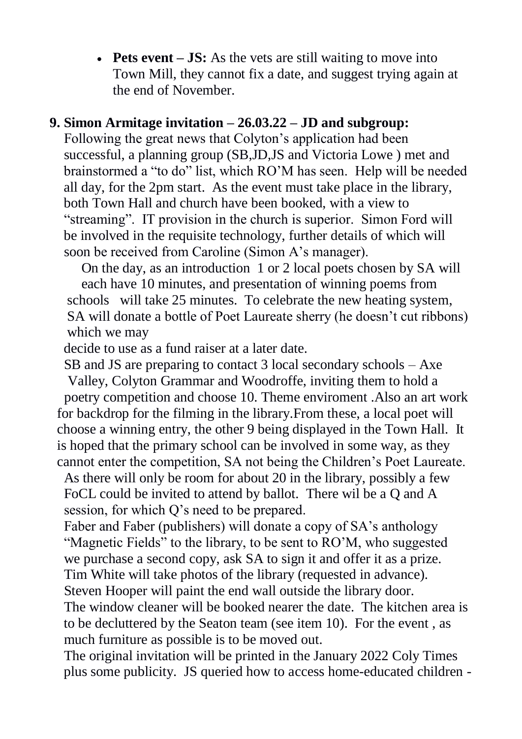- **Pets event – JS:** As the vets are still waiting to move into Town Mill, they cannot fix a date, and suggest trying again at the end of November.

**9. Simon Armitage invitation – 26.03.22 – JD and subgroup:**

Following the great news that Colyton's application had been successful, a planning group (SB,JD,JS and Victoria Lowe ) met and brainstormed a "to do" list, which RO'M has seen. Help will be needed all day, for the 2pm start. As the event must take place in the library, both Town Hall and church have been booked, with a view to "streaming". IT provision in the church is superior. Simon Ford will be involved in the requisite technology, further details of which will soon be received from Caroline (Simon A's manager).

On the day, as an introduction 1 or 2 local poets chosen by SA will each have 10 minutes, and presentation of winning poems from schools will take 25 minutes. To celebrate the new heating system, SA will donate a bottle of Poet Laureate sherry (he doesn't cut ribbons) which we may decide to use as a fund raiser at a later date.

SB and JS are preparing to contact 3 local secondary schools – Axe Valley, Colyton Grammar and Woodroffe, inviting them to hold a poetry competition and choose 10. Theme enviroment .Also an art work for backdrop for the filming in the library.From these, a local poet will choose a winning entry, the other 9 being displayed in the Town Hall. It is hoped that the primary school can be involved in some way, as they cannot enter the competition, SA not being the Children's Poet Laureate. As there will only be room for about 20 in the library, possibly a few FoCL could be invited to attend by ballot. There wil be a Q and A session, for which Q's need to be prepared.

Faber and Faber (publishers) will donate a copy of SA's anthology "Magnetic Fields" to the library, to be sent to RO'M, who suggested we purchase a second copy, ask SA to sign it and offer it as a prize.

Tim White will take photos of the library (requested in advance).

Steven Hooper will paint the end wall outside the library door.

The window cleaner will be booked nearer the date. The kitchen area is to be decluttered by the Seaton team (see item 10). For the event , as much furniture as possible is to be moved out.

The original invitation will be printed in the January 2022 Coly Times plus some publicity. JS queried how to access home-educated children -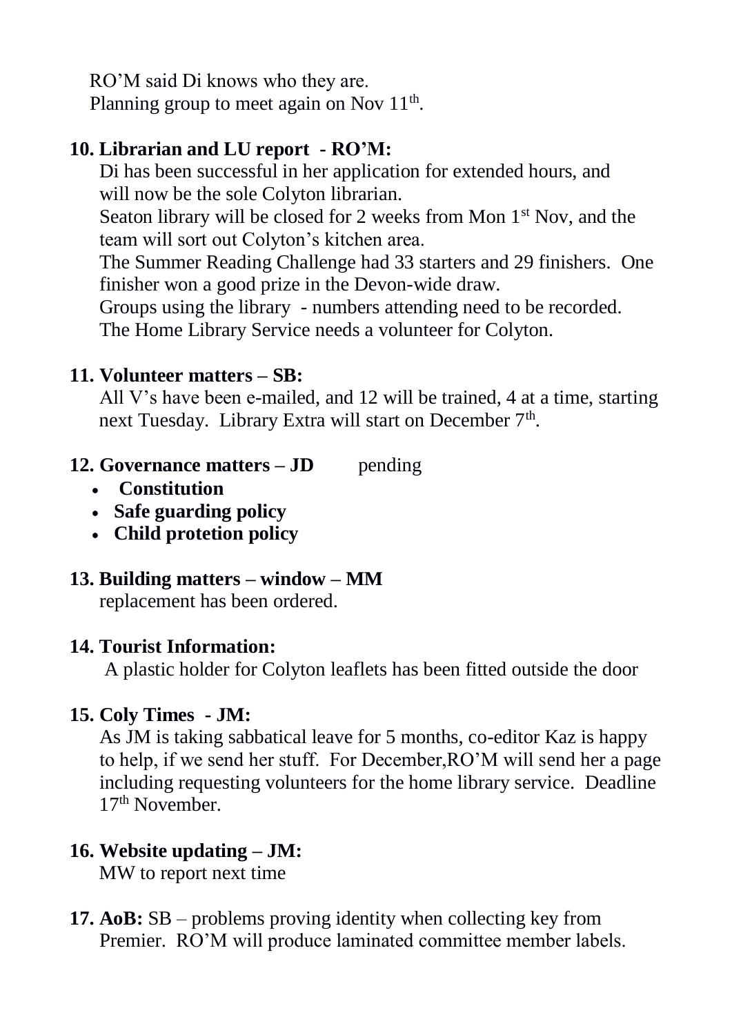RO'M said Di knows who they are.
Planning group to meet again on Nov 11th.

**10. Librarian and LU report - RO'M:**

Di has been successful in her application for extended hours, and will now be the sole Colyton librarian.
Seaton library will be closed for 2 weeks from Mon 1st Nov, and the team will sort out Colyton's kitchen area.
The Summer Reading Challenge had 33 starters and 29 finishers. One finisher won a good prize in the Devon-wide draw.
Groups using the library - numbers attending need to be recorded.
The Home Library Service needs a volunteer for Colyton.

**11. Volunteer matters – SB:**

All V's have been e-mailed, and 12 will be trained, 4 at a time, starting next Tuesday. Library Extra will start on December 7th.

**12. Governance matters – JD** pending

- **Constitution**
- **Safe guarding policy**
- **Child protetion policy**

**13. Building matters – window – MM**

replacement has been ordered.

**14. Tourist Information:**

A plastic holder for Colyton leaflets has been fitted outside the door

**15. Coly Times - JM:**

As JM is taking sabbatical leave for 5 months, co-editor Kaz is happy to help, if we send her stuff. For December,RO'M will send her a page including requesting volunteers for the home library service. Deadline 17th November.

**16. Website updating – JM:**

MW to report next time

**17. AoB:** SB – problems proving identity when collecting key from Premier. RO'M will produce laminated committee member labels.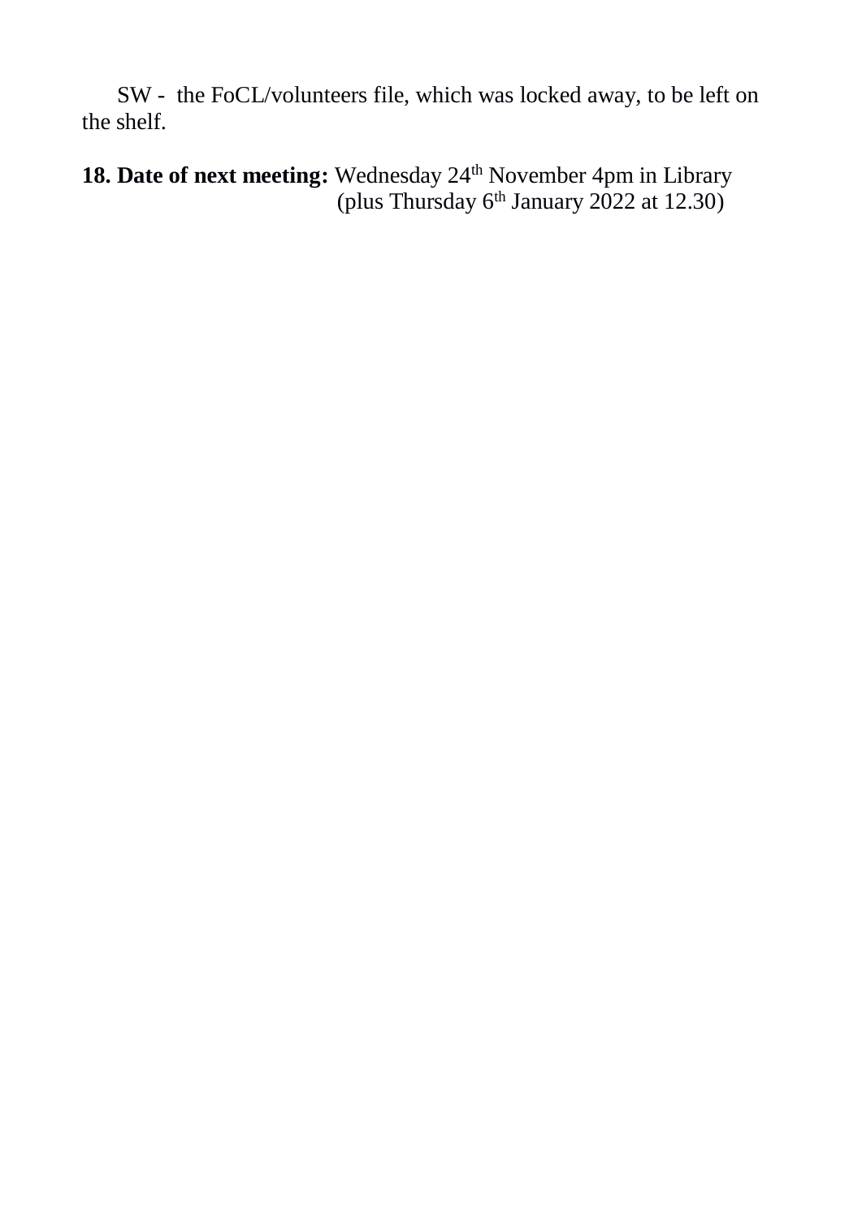SW - the FoCL/volunteers file, which was locked away, to be left on the shelf.

**18. Date of next meeting:** Wednesday 24th November 4pm in Library
(plus Thursday 6th January 2022 at 12.30)